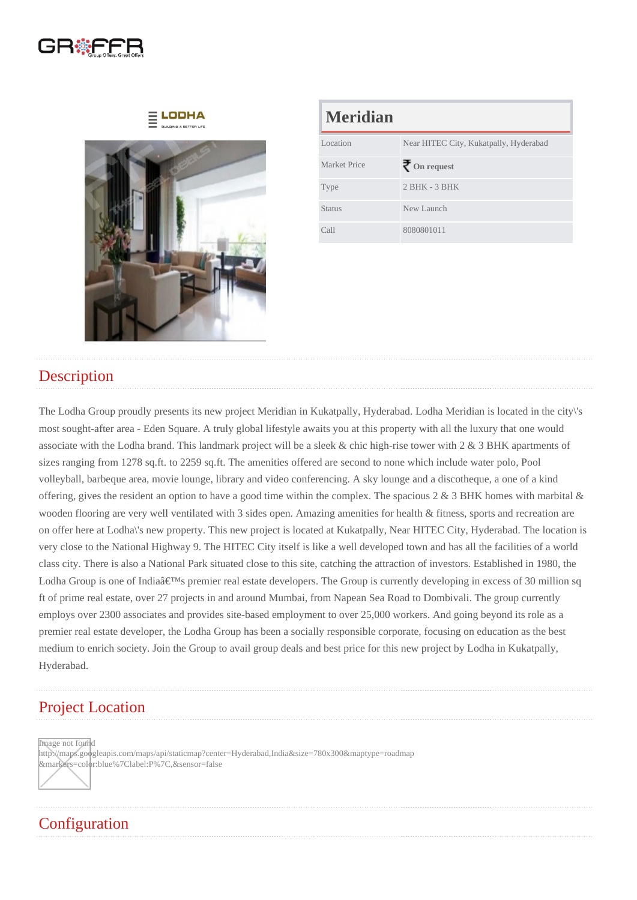# Meridian

| Location | Near HITEC City, Kukatpally, Hyderabad |
|---|---|
| Market Price | ₹ **On request** |
| Type | 2 BHK - 3 BHK |
| Status | New Launch |
| Call | 8080801011 |

## Description

The Lodha Group proudly presents its new project Meridian in Kukatpally, Hyderabad. Lodha Meridian is located in the city\'s most sought-after area - Eden Square. A truly global lifestyle awaits you at this property with all the luxury that one would associate with the Lodha brand. This landmark project will be a sleek & chic high-rise tower with 2 & 3 BHK apartments of sizes ranging from 1278 sq.ft. to 2259 sq.ft. The amenities offered are second to none which include water polo, Pool volleyball, barbeque area, movie lounge, library and video conferencing. A sky lounge and a discotheque, a one of a kind offering, gives the resident an option to have a good time within the complex. The spacious 2 & 3 BHK homes with marbital & wooden flooring are very well ventilated with 3 sides open. Amazing amenities for health & fitness, sports and recreation are on offer here at Lodha\'s new property. This new project is located at Kukatpally, Near HITEC City, Hyderabad. The location is very close to the National Highway 9. The HITEC City itself is like a well developed town and has all the facilities of a world class city. There is also a National Park situated close to this site, catching the attraction of investors. Established in 1980, the Lodha Group is one of Indiaâ€™s premier real estate developers. The Group is currently developing in excess of 30 million sq ft of prime real estate, over 27 projects in and around Mumbai, from Napean Sea Road to Dombivali. The group currently employs over 2300 associates and provides site-based employment to over 25,000 workers. And going beyond its role as a premier real estate developer, the Lodha Group has been a socially responsible corporate, focusing on education as the best medium to enrich society. Join the Group to avail group deals and best price for this new project by Lodha in Kukatpally, Hyderabad.

## Project Location

Image not found
http://maps.googleapis.com/maps/api/staticmap?center=Hyderabad,India&size=780x300&maptype=roadmap&markers=color:blue%7Clabel:P%7C,&sensor=false

## Configuration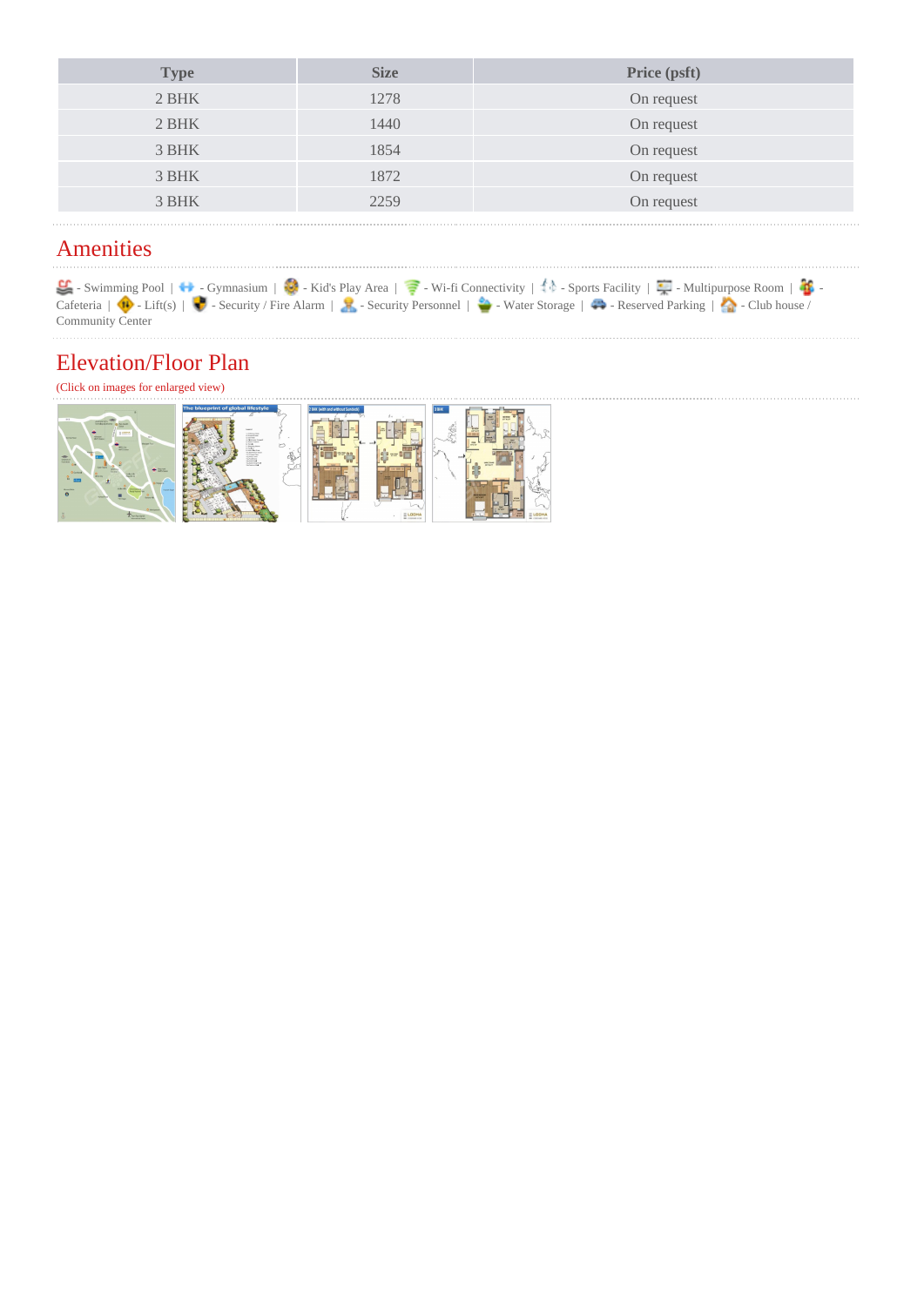| Type | Size | Price (psft) |
|---|---|---|
| 2 BHK | 1278 | On request |
| 2 BHK | 1440 | On request |
| 3 BHK | 1854 | On request |
| 3 BHK | 1872 | On request |
| 3 BHK | 2259 | On request |

## Amenities

- Swimming Pool | - Gymnasium | - Kid's Play Area | - Wi-fi Connectivity | - Sports Facility | - Multipurpose Room | - Cafeteria | - Lift(s) | - Security / Fire Alarm | - Security Personnel | - Water Storage | - Reserved Parking | - Club house / Community Center

## Elevation/Floor Plan

(Click on images for enlarged view)